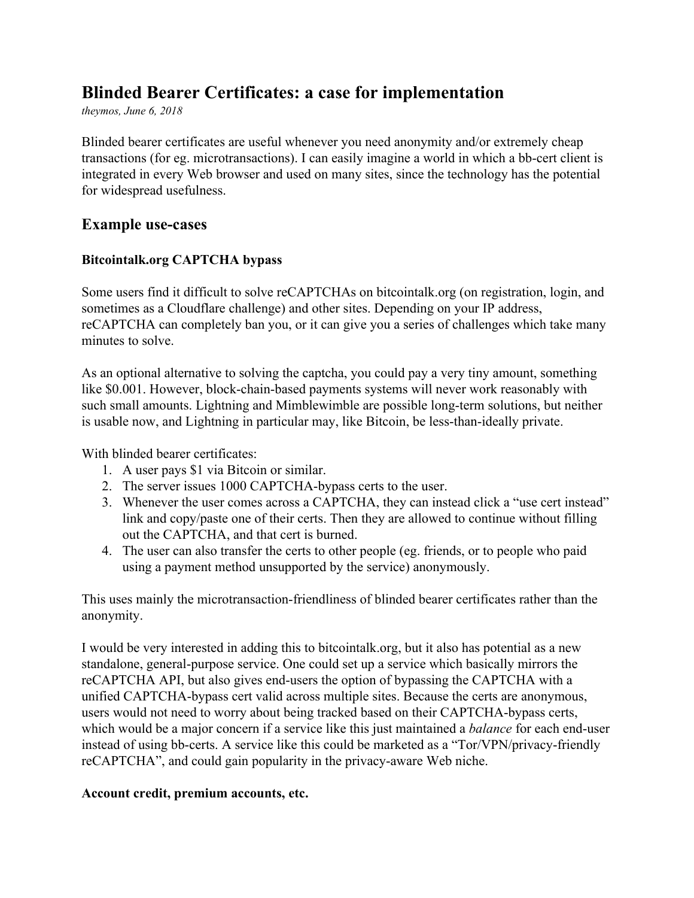# Blinded Bearer Certificates: a case for implementation

*theymos, June 6, 2018*

Blinded bearer certificates are useful whenever you need anonymity and/or extremely cheap transactions (for eg. microtransactions). I can easily imagine a world in which a bb-cert client is integrated in every Web browser and used on many sites, since the technology has the potential for widespread usefulness.

## Example use-cases

### Bitcointalk.org CAPTCHA bypass

Some users find it difficult to solve reCAPTCHAs on bitcointalk.org (on registration, login, and sometimes as a Cloudflare challenge) and other sites. Depending on your IP address, reCAPTCHA can completely ban you, or it can give you a series of challenges which take many minutes to solve.

As an optional alternative to solving the captcha, you could pay a very tiny amount, something like $0.001. However, block-chain-based payments systems will never work reasonably with such small amounts. Lightning and Mimblewimble are possible long-term solutions, but neither is usable now, and Lightning in particular may, like Bitcoin, be less-than-ideally private.

With blinded bearer certificates:

1. A user pays $1 via Bitcoin or similar.
2. The server issues 1000 CAPTCHA-bypass certs to the user.
3. Whenever the user comes across a CAPTCHA, they can instead click a "use cert instead" link and copy/paste one of their certs. Then they are allowed to continue without filling out the CAPTCHA, and that cert is burned.
4. The user can also transfer the certs to other people (eg. friends, or to people who paid using a payment method unsupported by the service) anonymously.

This uses mainly the microtransaction-friendliness of blinded bearer certificates rather than the anonymity.

I would be very interested in adding this to bitcointalk.org, but it also has potential as a new standalone, general-purpose service. One could set up a service which basically mirrors the reCAPTCHA API, but also gives end-users the option of bypassing the CAPTCHA with a unified CAPTCHA-bypass cert valid across multiple sites. Because the certs are anonymous, users would not need to worry about being tracked based on their CAPTCHA-bypass certs, which would be a major concern if a service like this just maintained a *balance* for each end-user instead of using bb-certs. A service like this could be marketed as a "Tor/VPN/privacy-friendly reCAPTCHA", and could gain popularity in the privacy-aware Web niche.

### Account credit, premium accounts, etc.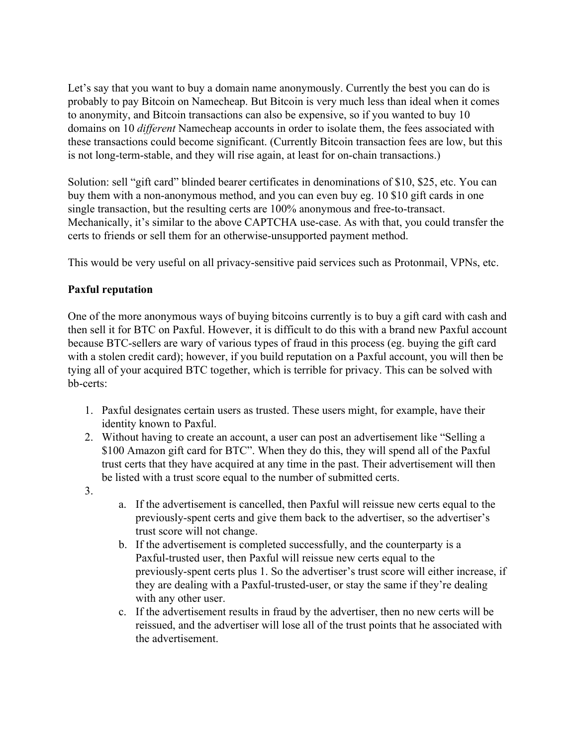Let's say that you want to buy a domain name anonymously. Currently the best you can do is probably to pay Bitcoin on Namecheap. But Bitcoin is very much less than ideal when it comes to anonymity, and Bitcoin transactions can also be expensive, so if you wanted to buy 10 domains on 10 *different* Namecheap accounts in order to isolate them, the fees associated with these transactions could become significant. (Currently Bitcoin transaction fees are low, but this is not long-term-stable, and they will rise again, at least for on-chain transactions.)

Solution: sell "gift card" blinded bearer certificates in denominations of $10, $25, etc. You can buy them with a non-anonymous method, and you can even buy eg. 10 $10 gift cards in one single transaction, but the resulting certs are 100% anonymous and free-to-transact. Mechanically, it's similar to the above CAPTCHA use-case. As with that, you could transfer the certs to friends or sell them for an otherwise-unsupported payment method.

This would be very useful on all privacy-sensitive paid services such as Protonmail, VPNs, etc.

**Paxful reputation**

One of the more anonymous ways of buying bitcoins currently is to buy a gift card with cash and then sell it for BTC on Paxful. However, it is difficult to do this with a brand new Paxful account because BTC-sellers are wary of various types of fraud in this process (eg. buying the gift card with a stolen credit card); however, if you build reputation on a Paxful account, you will then be tying all of your acquired BTC together, which is terrible for privacy. This can be solved with bb-certs:

1. Paxful designates certain users as trusted. These users might, for example, have their identity known to Paxful.
2. Without having to create an account, a user can post an advertisement like "Selling a $100 Amazon gift card for BTC". When they do this, they will spend all of the Paxful trust certs that they have acquired at any time in the past. Their advertisement will then be listed with a trust score equal to the number of submitted certs.
3.
   a. If the advertisement is cancelled, then Paxful will reissue new certs equal to the previously-spent certs and give them back to the advertiser, so the advertiser's trust score will not change.
   b. If the advertisement is completed successfully, and the counterparty is a Paxful-trusted user, then Paxful will reissue new certs equal to the previously-spent certs plus 1. So the advertiser's trust score will either increase, if they are dealing with a Paxful-trusted-user, or stay the same if they're dealing with any other user.
   c. If the advertisement results in fraud by the advertiser, then no new certs will be reissued, and the advertiser will lose all of the trust points that he associated with the advertisement.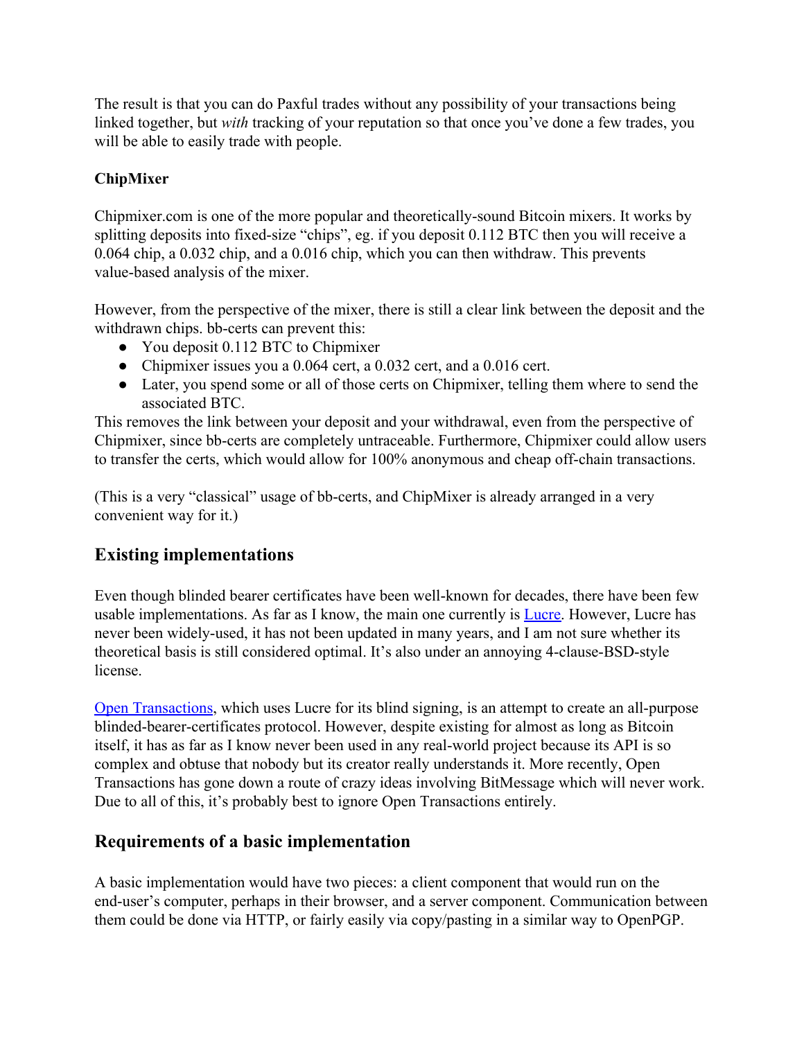The result is that you can do Paxful trades without any possibility of your transactions being linked together, but *with* tracking of your reputation so that once you've done a few trades, you will be able to easily trade with people.

**ChipMixer**

Chipmixer.com is one of the more popular and theoretically-sound Bitcoin mixers. It works by splitting deposits into fixed-size "chips", eg. if you deposit 0.112 BTC then you will receive a 0.064 chip, a 0.032 chip, and a 0.016 chip, which you can then withdraw. This prevents value-based analysis of the mixer.

However, from the perspective of the mixer, there is still a clear link between the deposit and the withdrawn chips. bb-certs can prevent this:

- You deposit 0.112 BTC to Chipmixer
- Chipmixer issues you a 0.064 cert, a 0.032 cert, and a 0.016 cert.
- Later, you spend some or all of those certs on Chipmixer, telling them where to send the associated BTC.

This removes the link between your deposit and your withdrawal, even from the perspective of Chipmixer, since bb-certs are completely untraceable. Furthermore, Chipmixer could allow users to transfer the certs, which would allow for 100% anonymous and cheap off-chain transactions.

(This is a very "classical" usage of bb-certs, and ChipMixer is already arranged in a very convenient way for it.)

## Existing implementations

Even though blinded bearer certificates have been well-known for decades, there have been few usable implementations. As far as I know, the main one currently is Lucre. However, Lucre has never been widely-used, it has not been updated in many years, and I am not sure whether its theoretical basis is still considered optimal. It's also under an annoying 4-clause-BSD-style license.

Open Transactions, which uses Lucre for its blind signing, is an attempt to create an all-purpose blinded-bearer-certificates protocol. However, despite existing for almost as long as Bitcoin itself, it has as far as I know never been used in any real-world project because its API is so complex and obtuse that nobody but its creator really understands it. More recently, Open Transactions has gone down a route of crazy ideas involving BitMessage which will never work. Due to all of this, it's probably best to ignore Open Transactions entirely.

## Requirements of a basic implementation

A basic implementation would have two pieces: a client component that would run on the end-user's computer, perhaps in their browser, and a server component. Communication between them could be done via HTTP, or fairly easily via copy/pasting in a similar way to OpenPGP.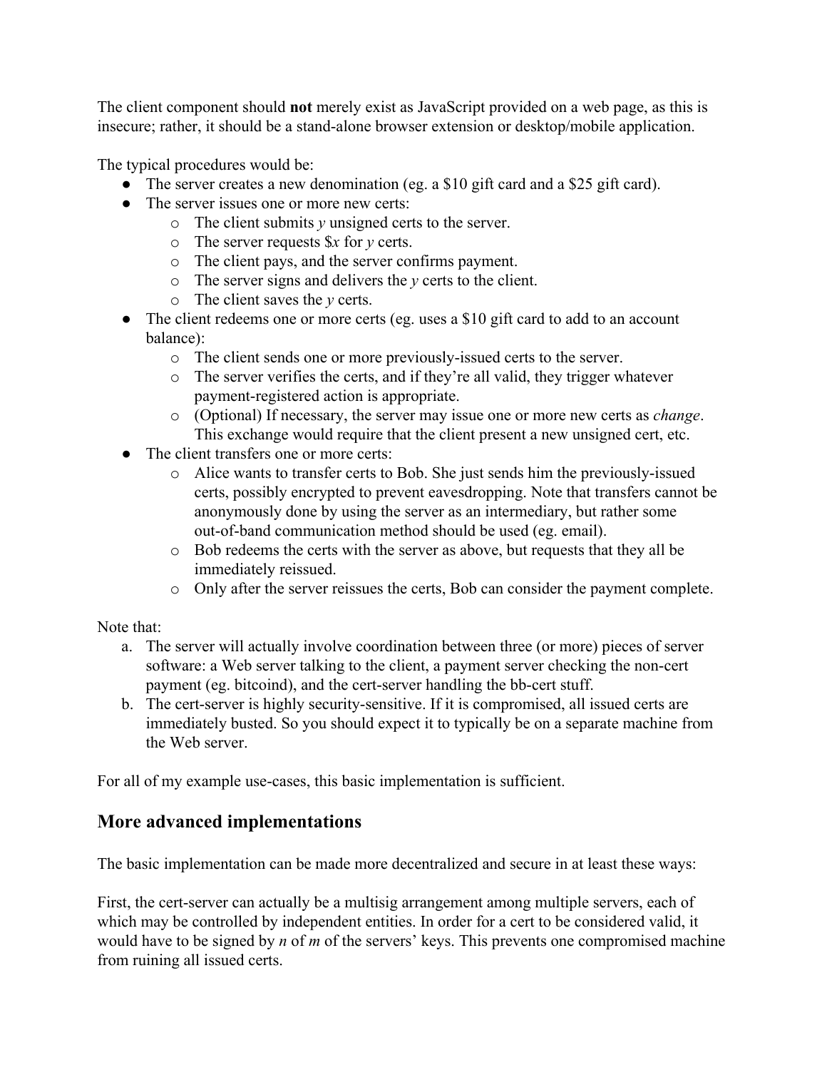The client component should **not** merely exist as JavaScript provided on a web page, as this is insecure; rather, it should be a stand-alone browser extension or desktop/mobile application.

The typical procedures would be:

- The server creates a new denomination (eg. a $10 gift card and a $25 gift card).
- The server issues one or more new certs:
  - The client submits *y* unsigned certs to the server.
  - The server requests $*x* for *y* certs.
  - The client pays, and the server confirms payment.
  - The server signs and delivers the *y* certs to the client.
  - The client saves the *y* certs.
- The client redeems one or more certs (eg. uses a $10 gift card to add to an account balance):
  - The client sends one or more previously-issued certs to the server.
  - The server verifies the certs, and if they're all valid, they trigger whatever payment-registered action is appropriate.
  - (Optional) If necessary, the server may issue one or more new certs as *change*. This exchange would require that the client present a new unsigned cert, etc.
- The client transfers one or more certs:
  - Alice wants to transfer certs to Bob. She just sends him the previously-issued certs, possibly encrypted to prevent eavesdropping. Note that transfers cannot be anonymously done by using the server as an intermediary, but rather some out-of-band communication method should be used (eg. email).
  - Bob redeems the certs with the server as above, but requests that they all be immediately reissued.
  - Only after the server reissues the certs, Bob can consider the payment complete.

Note that:

a. The server will actually involve coordination between three (or more) pieces of server software: a Web server talking to the client, a payment server checking the non-cert payment (eg. bitcoind), and the cert-server handling the bb-cert stuff.
b. The cert-server is highly security-sensitive. If it is compromised, all issued certs are immediately busted. So you should expect it to typically be on a separate machine from the Web server.

For all of my example use-cases, this basic implementation is sufficient.

## More advanced implementations

The basic implementation can be made more decentralized and secure in at least these ways:

First, the cert-server can actually be a multisig arrangement among multiple servers, each of which may be controlled by independent entities. In order for a cert to be considered valid, it would have to be signed by *n* of *m* of the servers' keys. This prevents one compromised machine from ruining all issued certs.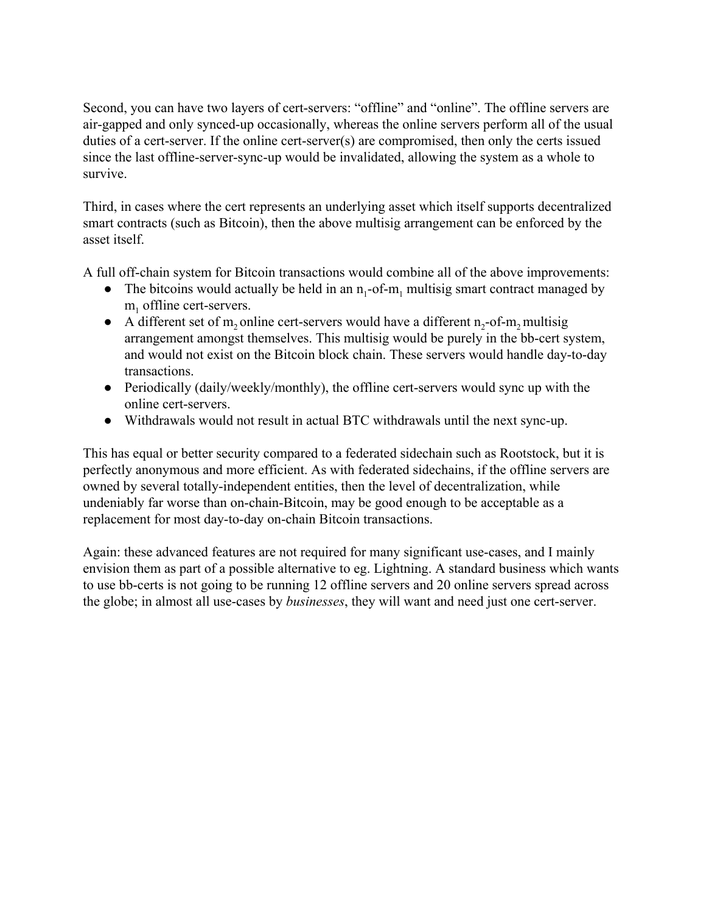Second, you can have two layers of cert-servers: "offline" and "online". The offline servers are air-gapped and only synced-up occasionally, whereas the online servers perform all of the usual duties of a cert-server. If the online cert-server(s) are compromised, then only the certs issued since the last offline-server-sync-up would be invalidated, allowing the system as a whole to survive.

Third, in cases where the cert represents an underlying asset which itself supports decentralized smart contracts (such as Bitcoin), then the above multisig arrangement can be enforced by the asset itself.

A full off-chain system for Bitcoin transactions would combine all of the above improvements:

- The bitcoins would actually be held in an $n_1$-of-$m_1$ multisig smart contract managed by $m_1$ offline cert-servers.
- A different set of $m_2$ online cert-servers would have a different $n_2$-of-$m_2$ multisig arrangement amongst themselves. This multisig would be purely in the bb-cert system, and would not exist on the Bitcoin block chain. These servers would handle day-to-day transactions.
- Periodically (daily/weekly/monthly), the offline cert-servers would sync up with the online cert-servers.
- Withdrawals would not result in actual BTC withdrawals until the next sync-up.

This has equal or better security compared to a federated sidechain such as Rootstock, but it is perfectly anonymous and more efficient. As with federated sidechains, if the offline servers are owned by several totally-independent entities, then the level of decentralization, while undeniably far worse than on-chain-Bitcoin, may be good enough to be acceptable as a replacement for most day-to-day on-chain Bitcoin transactions.

Again: these advanced features are not required for many significant use-cases, and I mainly envision them as part of a possible alternative to eg. Lightning. A standard business which wants to use bb-certs is not going to be running 12 offline servers and 20 online servers spread across the globe; in almost all use-cases by *businesses*, they will want and need just one cert-server.